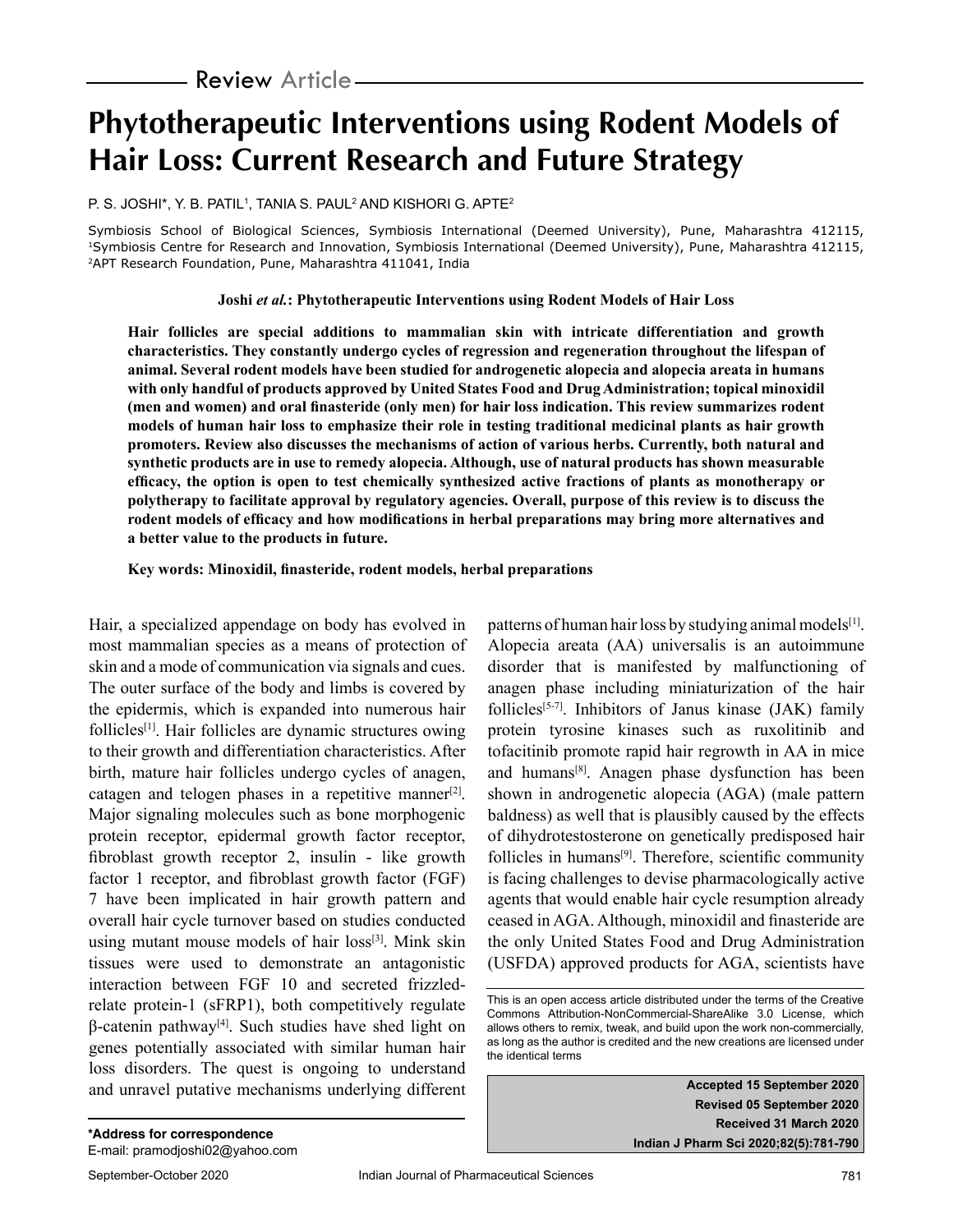Review Article

# Phytotherapeutic Interventions using Rodent Models of Hair Loss: Current Research and Future Strategy

P. S. JOSHI*, Y. B. PATIL[1], TANIA S. PAUL[2] AND KISHORI G. APTE[2]

Symbiosis School of Biological Sciences, Symbiosis International (Deemed University), Pune, Maharashtra 412115, [1]Symbiosis Centre for Research and Innovation, Symbiosis International (Deemed University), Pune, Maharashtra 412115, [2]APT Research Foundation, Pune, Maharashtra 411041, India

**Joshi *et al.*: Phytotherapeutic Interventions using Rodent Models of Hair Loss**

**Hair follicles are special additions to mammalian skin with intricate differentiation and growth characteristics. They constantly undergo cycles of regression and regeneration throughout the lifespan of animal. Several rodent models have been studied for androgenetic alopecia and alopecia areata in humans with only handful of products approved by United States Food and Drug Administration; topical minoxidil (men and women) and oral finasteride (only men) for hair loss indication. This review summarizes rodent models of human hair loss to emphasize their role in testing traditional medicinal plants as hair growth promoters. Review also discusses the mechanisms of action of various herbs. Currently, both natural and synthetic products are in use to remedy alopecia. Although, use of natural products has shown measurable efficacy, the option is open to test chemically synthesized active fractions of plants as monotherapy or polytherapy to facilitate approval by regulatory agencies. Overall, purpose of this review is to discuss the rodent models of efficacy and how modifications in herbal preparations may bring more alternatives and a better value to the products in future.**

**Key words: Minoxidil, finasteride, rodent models, herbal preparations**

Hair, a specialized appendage on body has evolved in most mammalian species as a means of protection of skin and a mode of communication via signals and cues. The outer surface of the body and limbs is covered by the epidermis, which is expanded into numerous hair follicles[1]. Hair follicles are dynamic structures owing to their growth and differentiation characteristics. After birth, mature hair follicles undergo cycles of anagen, catagen and telogen phases in a repetitive manner[2]. Major signaling molecules such as bone morphogenic protein receptor, epidermal growth factor receptor, fibroblast growth receptor 2, insulin - like growth factor 1 receptor, and fibroblast growth factor (FGF) 7 have been implicated in hair growth pattern and overall hair cycle turnover based on studies conducted using mutant mouse models of hair loss[3]. Mink skin tissues were used to demonstrate an antagonistic interaction between FGF 10 and secreted frizzled-relate protein-1 (sFRP1), both competitively regulate β-catenin pathway[4]. Such studies have shed light on genes potentially associated with similar human hair loss disorders. The quest is ongoing to understand and unravel putative mechanisms underlying different patterns of human hair loss by studying animal models[1]. Alopecia areata (AA) universalis is an autoimmune disorder that is manifested by malfunctioning of anagen phase including miniaturization of the hair follicles[5-7]. Inhibitors of Janus kinase (JAK) family protein tyrosine kinases such as ruxolitinib and tofacitinib promote rapid hair regrowth in AA in mice and humans[8]. Anagen phase dysfunction has been shown in androgenetic alopecia (AGA) (male pattern baldness) as well that is plausibly caused by the effects of dihydrotestosterone on genetically predisposed hair follicles in humans[9]. Therefore, scientific community is facing challenges to devise pharmacologically active agents that would enable hair cycle resumption already ceased in AGA. Although, minoxidil and finasteride are the only United States Food and Drug Administration (USFDA) approved products for AGA, scientists have

This is an open access article distributed under the terms of the Creative Commons Attribution-NonCommercial-ShareAlike 3.0 License, which allows others to remix, tweak, and build upon the work non-commercially, as long as the author is credited and the new creations are licensed under the identical terms

**Accepted 15 September 2020**
**Revised 05 September 2020**
**Received 31 March 2020**
**Indian J Pharm Sci 2020;82(5):781-790**

***Address for correspondence**
E-mail: pramodjoshi02@yahoo.com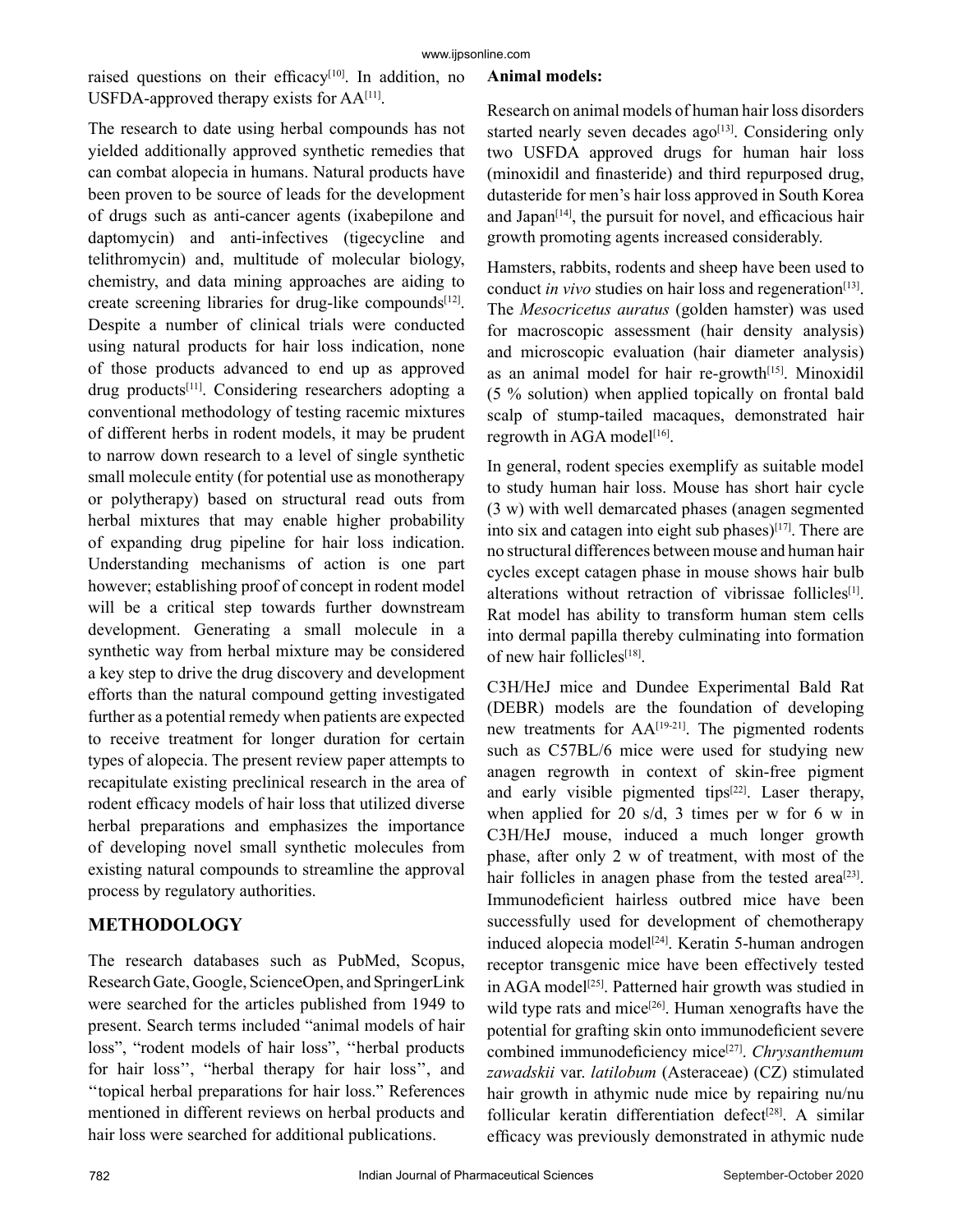raised questions on their efficacy[10]. In addition, no USFDA-approved therapy exists for AA[11].

The research to date using herbal compounds has not yielded additionally approved synthetic remedies that can combat alopecia in humans. Natural products have been proven to be source of leads for the development of drugs such as anti-cancer agents (ixabepilone and daptomycin) and anti-infectives (tigecycline and telithromycin) and, multitude of molecular biology, chemistry, and data mining approaches are aiding to create screening libraries for drug-like compounds[12]. Despite a number of clinical trials were conducted using natural products for hair loss indication, none of those products advanced to end up as approved drug products[11]. Considering researchers adopting a conventional methodology of testing racemic mixtures of different herbs in rodent models, it may be prudent to narrow down research to a level of single synthetic small molecule entity (for potential use as monotherapy or polytherapy) based on structural read outs from herbal mixtures that may enable higher probability of expanding drug pipeline for hair loss indication. Understanding mechanisms of action is one part however; establishing proof of concept in rodent model will be a critical step towards further downstream development. Generating a small molecule in a synthetic way from herbal mixture may be considered a key step to drive the drug discovery and development efforts than the natural compound getting investigated further as a potential remedy when patients are expected to receive treatment for longer duration for certain types of alopecia. The present review paper attempts to recapitulate existing preclinical research in the area of rodent efficacy models of hair loss that utilized diverse herbal preparations and emphasizes the importance of developing novel small synthetic molecules from existing natural compounds to streamline the approval process by regulatory authorities.

## METHODOLOGY

The research databases such as PubMed, Scopus, Research Gate, Google, ScienceOpen, and SpringerLink were searched for the articles published from 1949 to present. Search terms included "animal models of hair loss", "rodent models of hair loss", "herbal products for hair loss", "herbal therapy for hair loss", and "topical herbal preparations for hair loss." References mentioned in different reviews on herbal products and hair loss were searched for additional publications.

**Animal models:**

Research on animal models of human hair loss disorders started nearly seven decades ago[13]. Considering only two USFDA approved drugs for human hair loss (minoxidil and finasteride) and third repurposed drug, dutasteride for men's hair loss approved in South Korea and Japan[14], the pursuit for novel, and efficacious hair growth promoting agents increased considerably.

Hamsters, rabbits, rodents and sheep have been used to conduct *in vivo* studies on hair loss and regeneration[13]. The *Mesocricetus auratus* (golden hamster) was used for macroscopic assessment (hair density analysis) and microscopic evaluation (hair diameter analysis) as an animal model for hair re-growth[15]. Minoxidil (5 % solution) when applied topically on frontal bald scalp of stump-tailed macaques, demonstrated hair regrowth in AGA model[16].

In general, rodent species exemplify as suitable model to study human hair loss. Mouse has short hair cycle (3 w) with well demarcated phases (anagen segmented into six and catagen into eight sub phases)[17]. There are no structural differences between mouse and human hair cycles except catagen phase in mouse shows hair bulb alterations without retraction of vibrissae follicles[1]. Rat model has ability to transform human stem cells into dermal papilla thereby culminating into formation of new hair follicles[18].

C3H/HeJ mice and Dundee Experimental Bald Rat (DEBR) models are the foundation of developing new treatments for AA[19-21]. The pigmented rodents such as C57BL/6 mice were used for studying new anagen regrowth in context of skin-free pigment and early visible pigmented tips[22]. Laser therapy, when applied for 20 s/d, 3 times per w for 6 w in C3H/HeJ mouse, induced a much longer growth phase, after only 2 w of treatment, with most of the hair follicles in anagen phase from the tested area[23]. Immunodeficient hairless outbred mice have been successfully used for development of chemotherapy induced alopecia model[24]. Keratin 5-human androgen receptor transgenic mice have been effectively tested in AGA model[25]. Patterned hair growth was studied in wild type rats and mice[26]. Human xenografts have the potential for grafting skin onto immunodeficient severe combined immunodeficiency mice[27]. *Chrysanthemum zawadskii* var. *latilobum* (Asteraceae) (CZ) stimulated hair growth in athymic nude mice by repairing nu/nu follicular keratin differentiation defect[28]. A similar efficacy was previously demonstrated in athymic nude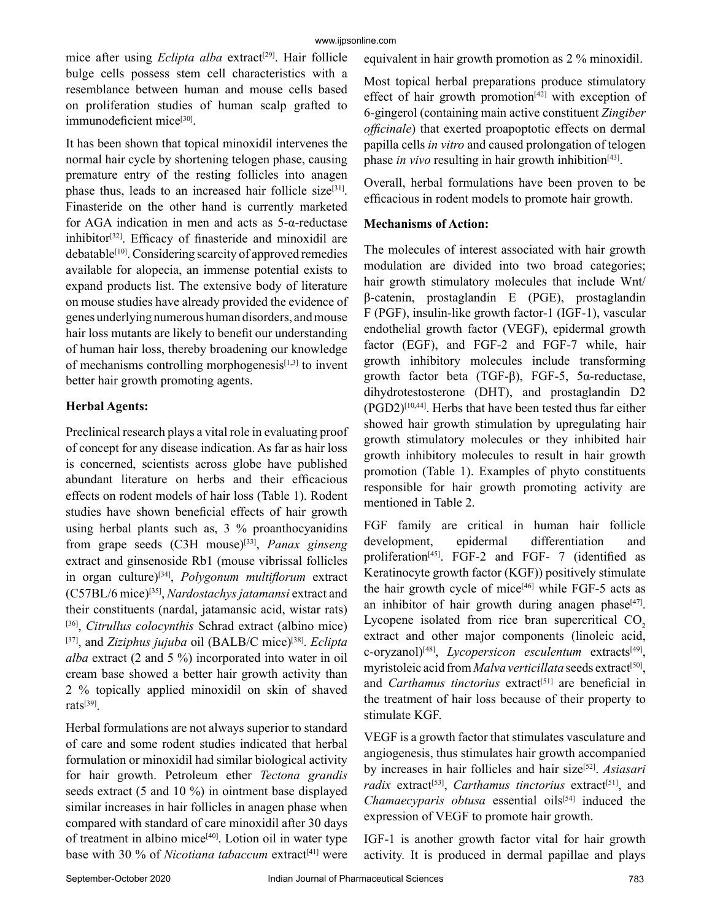mice after using *Eclipta alba* extract[29]. Hair follicle bulge cells possess stem cell characteristics with a resemblance between human and mouse cells based on proliferation studies of human scalp grafted to immunodeficient mice[30].

It has been shown that topical minoxidil intervenes the normal hair cycle by shortening telogen phase, causing premature entry of the resting follicles into anagen phase thus, leads to an increased hair follicle size[31]. Finasteride on the other hand is currently marketed for AGA indication in men and acts as 5-α-reductase inhibitor[32]. Efficacy of finasteride and minoxidil are debatable[10]. Considering scarcity of approved remedies available for alopecia, an immense potential exists to expand products list. The extensive body of literature on mouse studies have already provided the evidence of genes underlying numerous human disorders, and mouse hair loss mutants are likely to benefit our understanding of human hair loss, thereby broadening our knowledge of mechanisms controlling morphogenesis[1,3] to invent better hair growth promoting agents.

**Herbal Agents:**

Preclinical research plays a vital role in evaluating proof of concept for any disease indication. As far as hair loss is concerned, scientists across globe have published abundant literature on herbs and their efficacious effects on rodent models of hair loss (Table 1). Rodent studies have shown beneficial effects of hair growth using herbal plants such as, 3 % proanthocyanidins from grape seeds (C3H mouse)[33], *Panax ginseng* extract and ginsenoside Rb1 (mouse vibrissal follicles in organ culture)[34], *Polygonum multiflorum* extract (C57BL/6 mice)[35], *Nardostachys jatamansi* extract and their constituents (nardal, jatamansic acid, wistar rats)[36], *Citrullus colocynthis* Schrad extract (albino mice)[37], and *Ziziphus jujuba* oil (BALB/C mice)[38]. *Eclipta alba* extract (2 and 5 %) incorporated into water in oil cream base showed a better hair growth activity than 2 % topically applied minoxidil on skin of shaved rats[39].

Herbal formulations are not always superior to standard of care and some rodent studies indicated that herbal formulation or minoxidil had similar biological activity for hair growth. Petroleum ether *Tectona grandis* seeds extract (5 and 10 %) in ointment base displayed similar increases in hair follicles in anagen phase when compared with standard of care minoxidil after 30 days of treatment in albino mice[40]. Lotion oil in water type base with 30 % of *Nicotiana tabaccum* extract[41] were equivalent in hair growth promotion as 2 % minoxidil.

Most topical herbal preparations produce stimulatory effect of hair growth promotion[42] with exception of 6-gingerol (containing main active constituent *Zingiber officinale*) that exerted proapoptotic effects on dermal papilla cells *in vitro* and caused prolongation of telogen phase *in vivo* resulting in hair growth inhibition[43].

Overall, herbal formulations have been proven to be efficacious in rodent models to promote hair growth.

**Mechanisms of Action:**

The molecules of interest associated with hair growth modulation are divided into two broad categories; hair growth stimulatory molecules that include Wnt/β-catenin, prostaglandin E (PGE), prostaglandin F (PGF), insulin-like growth factor-1 (IGF-1), vascular endothelial growth factor (VEGF), epidermal growth factor (EGF), and FGF-2 and FGF-7 while, hair growth inhibitory molecules include transforming growth factor beta (TGF-β), FGF-5, 5α-reductase, dihydrotestosterone (DHT), and prostaglandin D2 (PGD2)[10,44]. Herbs that have been tested thus far either showed hair growth stimulation by upregulating hair growth stimulatory molecules or they inhibited hair growth inhibitory molecules to result in hair growth promotion (Table 1). Examples of phyto constituents responsible for hair growth promoting activity are mentioned in Table 2.

FGF family are critical in human hair follicle development, epidermal differentiation and proliferation[45]. FGF-2 and FGF- 7 (identified as Keratinocyte growth factor (KGF)) positively stimulate the hair growth cycle of mice[46] while FGF-5 acts as an inhibitor of hair growth during anagen phase[47]. Lycopene isolated from rice bran supercritical $CO_2$ extract and other major components (linoleic acid, c-oryzanol)[48], *Lycopersicon esculentum* extracts[49], myristoleic acid from *Malva verticillata* seeds extract[50], and *Carthamus tinctorius* extract[51] are beneficial in the treatment of hair loss because of their property to stimulate KGF.

VEGF is a growth factor that stimulates vasculature and angiogenesis, thus stimulates hair growth accompanied by increases in hair follicles and hair size[52]. *Asiasari radix* extract[53], *Carthamus tinctorius* extract[51], and *Chamaecyparis obtusa* essential oils[54] induced the expression of VEGF to promote hair growth.

IGF-1 is another growth factor vital for hair growth activity. It is produced in dermal papillae and plays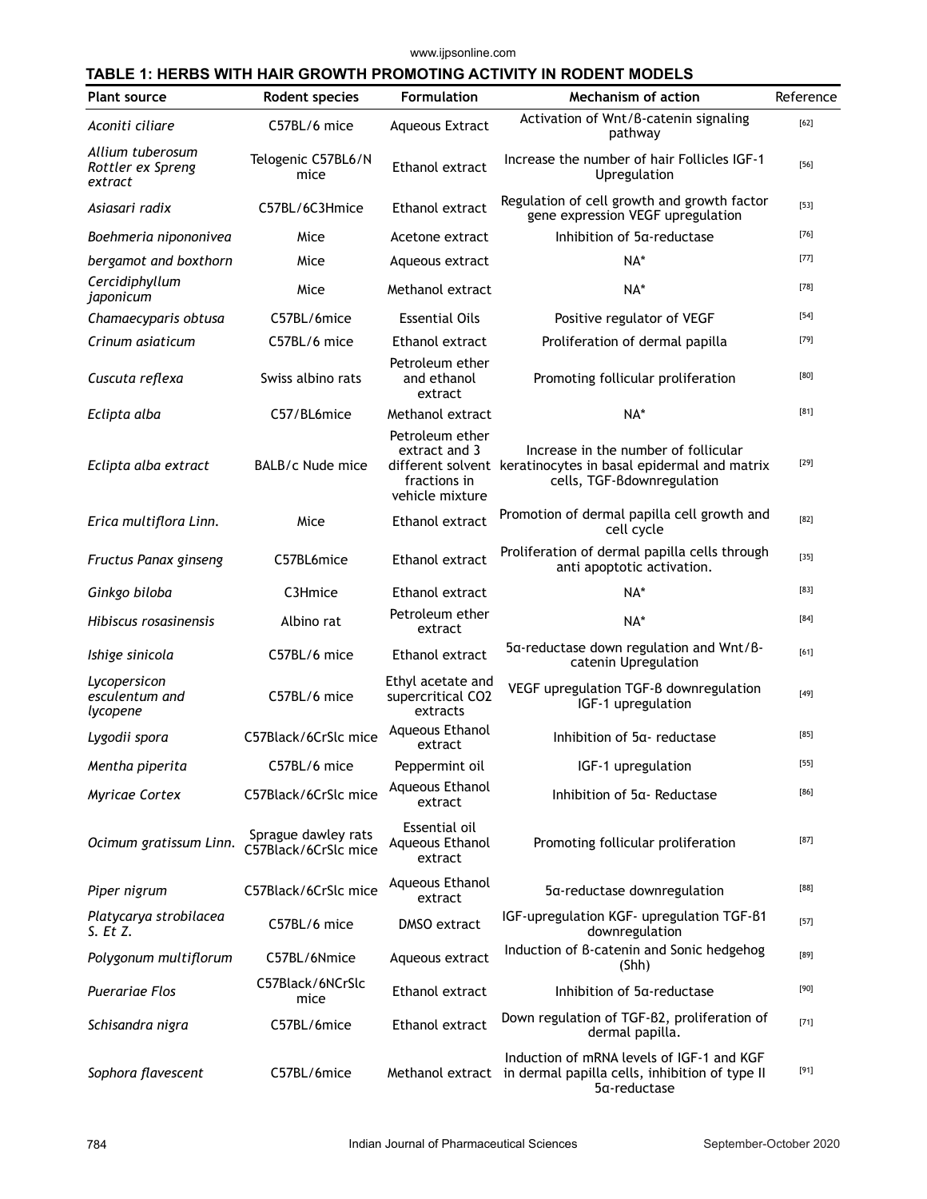**TABLE 1: HERBS WITH HAIR GROWTH PROMOTING ACTIVITY IN RODENT MODELS**

| Plant source | Rodent species | Formulation | Mechanism of action | Reference |
|---|---|---|---|---|
| *Aconiti ciliare* | C57BL/6 mice | Aqueous Extract | Activation of Wnt/β-catenin signaling pathway | [62] |
| *Allium tuberosum Rottler ex Spreng extract* | Telogenic C57BL6/N mice | Ethanol extract | Increase the number of hair Follicles IGF-1 Upregulation | [56] |
| *Asiasari radix* | C57BL/6C3Hmice | Ethanol extract | Regulation of cell growth and growth factor gene expression VEGF upregulation | [53] |
| *Boehmeria nipononivea* | Mice | Acetone extract | Inhibition of 5α-reductase | [76] |
| *bergamot and boxthorn* | Mice | Aqueous extract | NA* | [77] |
| *Cercidiphyllum japonicum* | Mice | Methanol extract | NA* | [78] |
| *Chamaecyparis obtusa* | C57BL/6mice | Essential Oils | Positive regulator of VEGF | [54] |
| *Crinum asiaticum* | C57BL/6 mice | Ethanol extract | Proliferation of dermal papilla | [79] |
| *Cuscuta reflexa* | Swiss albino rats | Petroleum ether and ethanol extract | Promoting follicular proliferation | [80] |
| *Eclipta alba* | C57/BL6mice | Methanol extract | NA* | [81] |
| *Eclipta alba extract* | BALB/c Nude mice | Petroleum ether extract and 3 different solvent fractions in vehicle mixture | Increase in the number of follicular keratinocytes in basal epidermal and matrix cells, TGF-βdownregulation | [29] |
| *Erica multiflora Linn.* | Mice | Ethanol extract | Promotion of dermal papilla cell growth and cell cycle | [82] |
| *Fructus Panax ginseng* | C57BL6mice | Ethanol extract | Proliferation of dermal papilla cells through anti apoptotic activation. | [35] |
| *Ginkgo biloba* | C3Hmice | Ethanol extract | NA* | [83] |
| *Hibiscus rosasinensis* | Albino rat | Petroleum ether extract | NA* | [84] |
| *Ishige sinicola* | C57BL/6 mice | Ethanol extract | 5α-reductase down regulation and Wnt/β-catenin Upregulation | [61] |
| *Lycopersicon esculentum and lycopene* | C57BL/6 mice | Ethyl acetate and supercritical CO2 extracts | VEGF upregulation TGF-β downregulation IGF-1 upregulation | [49] |
| *Lygodii spora* | C57Black/6CrSlc mice | Aqueous Ethanol extract | Inhibition of 5α- reductase | [85] |
| *Mentha piperita* | C57BL/6 mice | Peppermint oil | IGF-1 upregulation | [55] |
| *Myricae Cortex* | C57Black/6CrSlc mice | Aqueous Ethanol extract | Inhibition of 5α- Reductase | [86] |
| *Ocimum gratissum Linn.* | Sprague dawley rats C57Black/6CrSlc mice | Essential oil Aqueous Ethanol extract | Promoting follicular proliferation | [87] |
| *Piper nigrum* | C57Black/6CrSlc mice | Aqueous Ethanol extract | 5α-reductase downregulation | [88] |
| *Platycarya strobilacea S. Et Z.* | C57BL/6 mice | DMSO extract | IGF-upregulation KGF- upregulation TGF-β1 downregulation | [57] |
| *Polygonum multiflorum* | C57BL/6Nmice | Aqueous extract | Induction of β-catenin and Sonic hedgehog (Shh) | [89] |
| *Puerariae Flos* | C57Black/6NCrSlc mice | Ethanol extract | Inhibition of 5α-reductase | [90] |
| *Schisandra nigra* | C57BL/6mice | Ethanol extract | Down regulation of TGF-β2, proliferation of dermal papilla. | [71] |
| *Sophora flavescent* | C57BL/6mice | Methanol extract | Induction of mRNA levels of IGF-1 and KGF in dermal papilla cells, inhibition of type II 5α-reductase | [91] |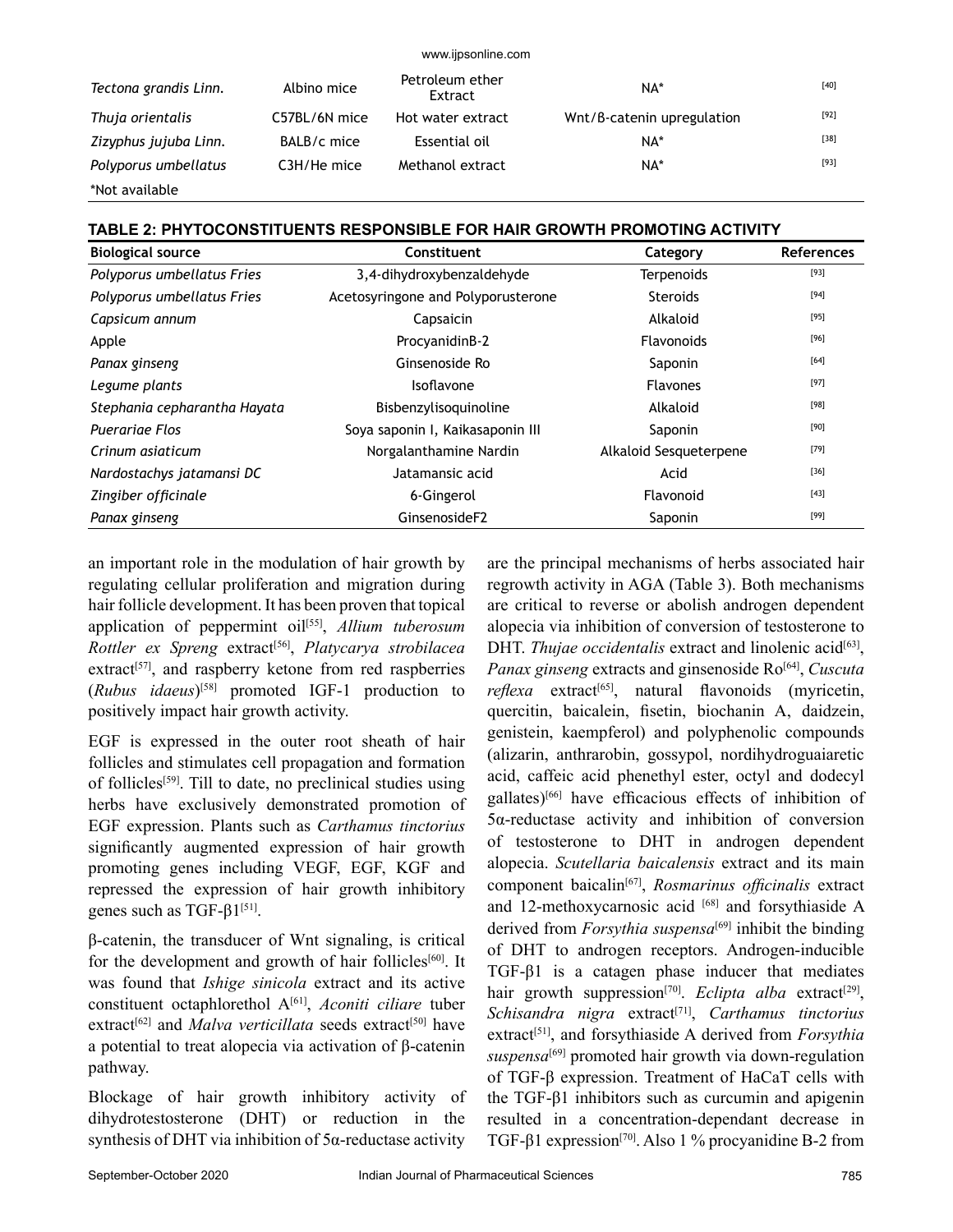| | | | | |
|---|---|---|---|---|
| *Tectona grandis Linn.* | Albino mice | Petroleum ether Extract | NA* | [40] |
| *Thuja orientalis* | C57BL/6N mice | Hot water extract | Wnt/β-catenin upregulation | [92] |
| *Zizyphus jujuba Linn.* | BALB/c mice | Essential oil | NA* | [38] |
| *Polyporus umbellatus* | C3H/He mice | Methanol extract | NA* | [93] |

*Not available

**TABLE 2: PHYTOCONSTITUENTS RESPONSIBLE FOR HAIR GROWTH PROMOTING ACTIVITY**

| Biological source | Constituent | Category | References |
|---|---|---|---|
| *Polyporus umbellatus Fries* | 3,4-dihydroxybenzaldehyde | Terpenoids | [93] |
| *Polyporus umbellatus Fries* | Acetosyringone and Polyporusterone | Steroids | [94] |
| *Capsicum annum* | Capsaicin | Alkaloid | [95] |
| Apple | ProcyanidinB-2 | Flavonoids | [96] |
| *Panax ginseng* | Ginsenoside Ro | Saponin | [64] |
| *Legume plants* | Isoflavone | Flavones | [97] |
| *Stephania cepharantha Hayata* | Bisbenzylisoquinoline | Alkaloid | [98] |
| *Puerariae Flos* | Soya saponin I, Kaikasaponin III | Saponin | [90] |
| *Crinum asiaticum* | Norgalanthamine Nardin | Alkaloid Sesqueterpene | [79] |
| *Nardostachys jatamansi DC* | Jatamansic acid | Acid | [36] |
| *Zingiber officinale* | 6-Gingerol | Flavonoid | [43] |
| *Panax ginseng* | GinsenosideF2 | Saponin | [99] |

an important role in the modulation of hair growth by regulating cellular proliferation and migration during hair follicle development. It has been proven that topical application of peppermint oil[55], *Allium tuberosum Rottler ex Spreng* extract[56], *Platycarya strobilacea* extract[57], and raspberry ketone from red raspberries (*Rubus idaeus*)[58] promoted IGF-1 production to positively impact hair growth activity.

EGF is expressed in the outer root sheath of hair follicles and stimulates cell propagation and formation of follicles[59]. Till to date, no preclinical studies using herbs have exclusively demonstrated promotion of EGF expression. Plants such as *Carthamus tinctorius* significantly augmented expression of hair growth promoting genes including VEGF, EGF, KGF and repressed the expression of hair growth inhibitory genes such as TGF-β1[51].

β-catenin, the transducer of Wnt signaling, is critical for the development and growth of hair follicles[60]. It was found that *Ishige sinicola* extract and its active constituent octaphlorethol A[61], *Aconiti ciliare* tuber extract[62] and *Malva verticillata* seeds extract[50] have a potential to treat alopecia via activation of β-catenin pathway.

Blockage of hair growth inhibitory activity of dihydrotestosterone (DHT) or reduction in the synthesis of DHT via inhibition of 5α-reductase activity are the principal mechanisms of herbs associated hair regrowth activity in AGA (Table 3). Both mechanisms are critical to reverse or abolish androgen dependent alopecia via inhibition of conversion of testosterone to DHT. *Thujae occidentalis* extract and linolenic acid[63], *Panax ginseng* extracts and ginsenoside Ro[64], *Cuscuta reflexa* extract[65], natural flavonoids (myricetin, quercitin, baicalein, fisetin, biochanin A, daidzein, genistein, kaempferol) and polyphenolic compounds (alizarin, anthrarobin, gossypol, nordihydroguaiaretic acid, caffeic acid phenethyl ester, octyl and dodecyl gallates)[66] have efficacious effects of inhibition of 5α-reductase activity and inhibition of conversion of testosterone to DHT in androgen dependent alopecia. *Scutellaria baicalensis* extract and its main component baicalin[67], *Rosmarinus officinalis* extract and 12-methoxycarnosic acid [68] and forsythiaside A derived from *Forsythia suspensa*[69] inhibit the binding of DHT to androgen receptors. Androgen-inducible TGF-β1 is a catagen phase inducer that mediates hair growth suppression[70]. *Eclipta alba* extract[29], *Schisandra nigra* extract[71], *Carthamus tinctorius* extract[51], and forsythiaside A derived from *Forsythia suspensa*[69] promoted hair growth via down-regulation of TGF-β expression. Treatment of HaCaT cells with the TGF-β1 inhibitors such as curcumin and apigenin resulted in a concentration-dependant decrease in TGF-β1 expression[70]. Also 1 % procyanidine B-2 from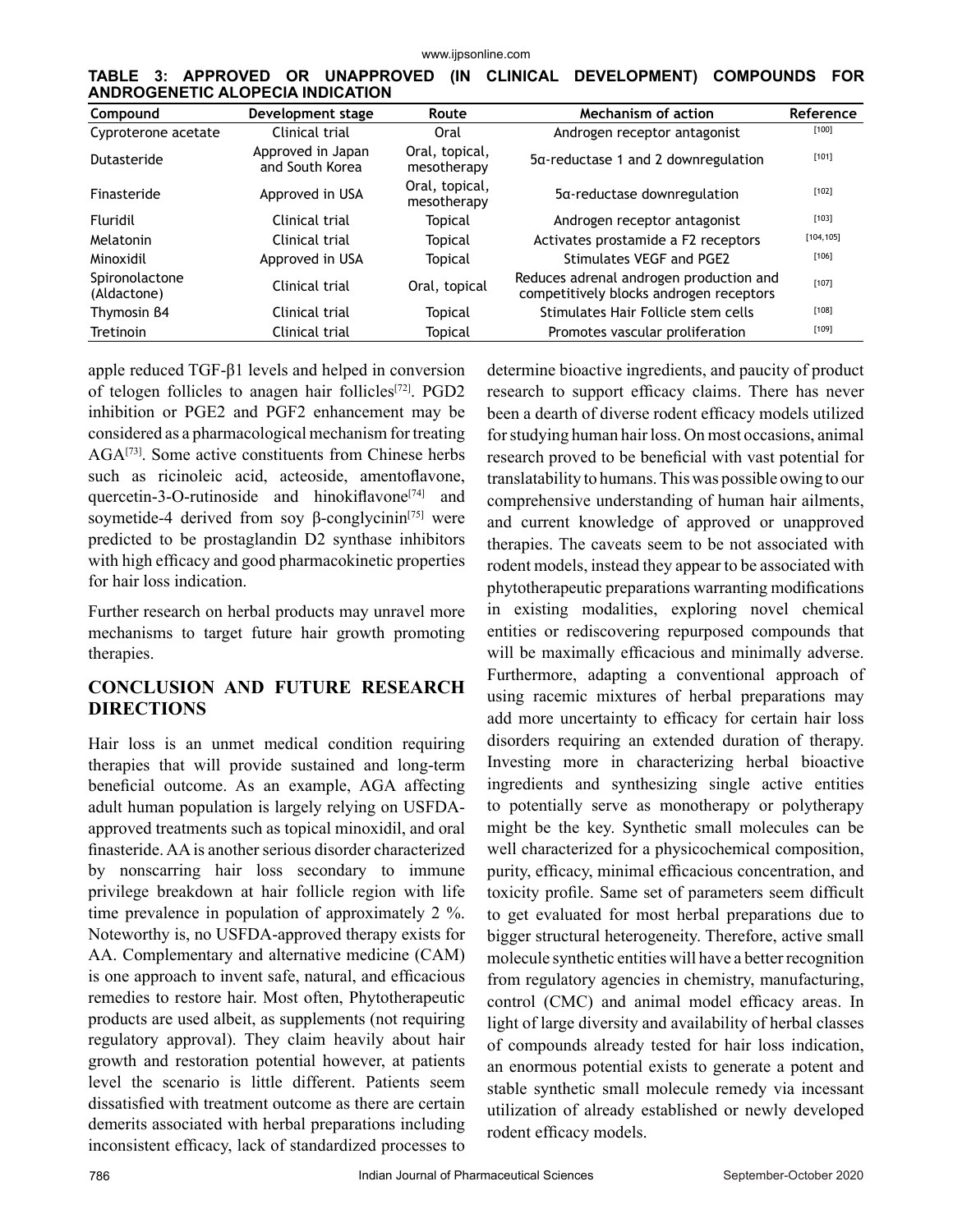**TABLE 3: APPROVED OR UNAPPROVED (IN CLINICAL DEVELOPMENT) COMPOUNDS FOR ANDROGENETIC ALOPECIA INDICATION**

| Compound | Development stage | Route | Mechanism of action | Reference |
|---|---|---|---|---|
| Cyproterone acetate | Clinical trial | Oral | Androgen receptor antagonist | [100] |
| Dutasteride | Approved in Japan and South Korea | Oral, topical, mesotherapy | 5α-reductase 1 and 2 downregulation | [101] |
| Finasteride | Approved in USA | Oral, topical, mesotherapy | 5α-reductase downregulation | [102] |
| Fluridil | Clinical trial | Topical | Androgen receptor antagonist | [103] |
| Melatonin | Clinical trial | Topical | Activates prostamide a F2 receptors | [104,105] |
| Minoxidil | Approved in USA | Topical | Stimulates VEGF and PGE2 | [106] |
| Spironolactone (Aldactone) | Clinical trial | Oral, topical | Reduces adrenal androgen production and competitively blocks androgen receptors | [107] |
| Thymosin β4 | Clinical trial | Topical | Stimulates Hair Follicle stem cells | [108] |
| Tretinoin | Clinical trial | Topical | Promotes vascular proliferation | [109] |

apple reduced TGF-β1 levels and helped in conversion of telogen follicles to anagen hair follicles[72]. PGD2 inhibition or PGE2 and PGF2 enhancement may be considered as a pharmacological mechanism for treating AGA[73]. Some active constituents from Chinese herbs such as ricinoleic acid, acteoside, amentoflavone, quercetin-3-O-rutinoside and hinokiflavone[74] and soymetide-4 derived from soy β-conglycinin[75] were predicted to be prostaglandin D2 synthase inhibitors with high efficacy and good pharmacokinetic properties for hair loss indication.

Further research on herbal products may unravel more mechanisms to target future hair growth promoting therapies.

## CONCLUSION AND FUTURE RESEARCH DIRECTIONS

Hair loss is an unmet medical condition requiring therapies that will provide sustained and long-term beneficial outcome. As an example, AGA affecting adult human population is largely relying on USFDA-approved treatments such as topical minoxidil, and oral finasteride. AA is another serious disorder characterized by nonscarring hair loss secondary to immune privilege breakdown at hair follicle region with life time prevalence in population of approximately 2 %. Noteworthy is, no USFDA-approved therapy exists for AA. Complementary and alternative medicine (CAM) is one approach to invent safe, natural, and efficacious remedies to restore hair. Most often, Phytotherapeutic products are used albeit, as supplements (not requiring regulatory approval). They claim heavily about hair growth and restoration potential however, at patients level the scenario is little different. Patients seem dissatisfied with treatment outcome as there are certain demerits associated with herbal preparations including inconsistent efficacy, lack of standardized processes to determine bioactive ingredients, and paucity of product research to support efficacy claims. There has never been a dearth of diverse rodent efficacy models utilized for studying human hair loss. On most occasions, animal research proved to be beneficial with vast potential for translatability to humans. This was possible owing to our comprehensive understanding of human hair ailments, and current knowledge of approved or unapproved therapies. The caveats seem to be not associated with rodent models, instead they appear to be associated with phytotherapeutic preparations warranting modifications in existing modalities, exploring novel chemical entities or rediscovering repurposed compounds that will be maximally efficacious and minimally adverse. Furthermore, adapting a conventional approach of using racemic mixtures of herbal preparations may add more uncertainty to efficacy for certain hair loss disorders requiring an extended duration of therapy. Investing more in characterizing herbal bioactive ingredients and synthesizing single active entities to potentially serve as monotherapy or polytherapy might be the key. Synthetic small molecules can be well characterized for a physicochemical composition, purity, efficacy, minimal efficacious concentration, and toxicity profile. Same set of parameters seem difficult to get evaluated for most herbal preparations due to bigger structural heterogeneity. Therefore, active small molecule synthetic entities will have a better recognition from regulatory agencies in chemistry, manufacturing, control (CMC) and animal model efficacy areas. In light of large diversity and availability of herbal classes of compounds already tested for hair loss indication, an enormous potential exists to generate a potent and stable synthetic small molecule remedy via incessant utilization of already established or newly developed rodent efficacy models.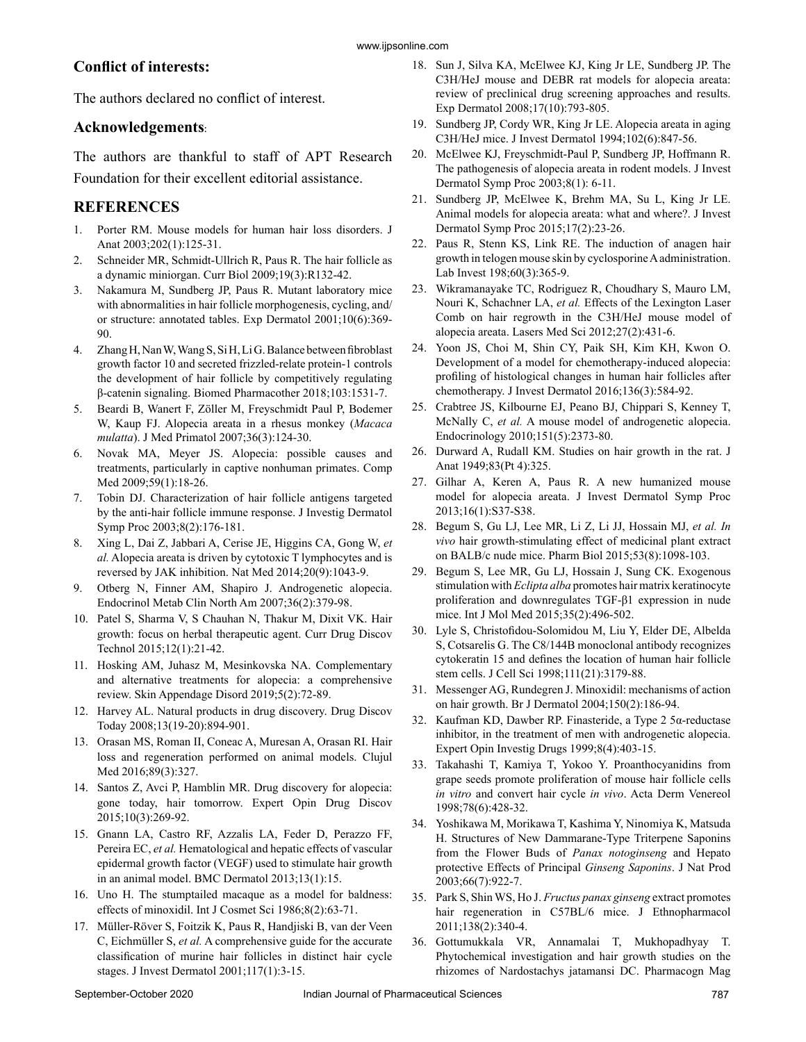### Conflict of interests:

The authors declared no conflict of interest.

### Acknowledgements:

The authors are thankful to staff of APT Research Foundation for their excellent editorial assistance.

## REFERENCES

1. Porter RM. Mouse models for human hair loss disorders. J Anat 2003;202(1):125-31.
2. Schneider MR, Schmidt-Ullrich R, Paus R. The hair follicle as a dynamic miniorgan. Curr Biol 2009;19(3):R132-42.
3. Nakamura M, Sundberg JP, Paus R. Mutant laboratory mice with abnormalities in hair follicle morphogenesis, cycling, and/or structure: annotated tables. Exp Dermatol 2001;10(6):369-90.
4. Zhang H, Nan W, Wang S, Si H, Li G. Balance between fibroblast growth factor 10 and secreted frizzled-relate protein-1 controls the development of hair follicle by competitively regulating β-catenin signaling. Biomed Pharmacother 2018;103:1531-7.
5. Beardi B, Wanert F, Zöller M, Freyschmidt Paul P, Bodemer W, Kaup FJ. Alopecia areata in a rhesus monkey (*Macaca mulatta*). J Med Primatol 2007;36(3):124-30.
6. Novak MA, Meyer JS. Alopecia: possible causes and treatments, particularly in captive nonhuman primates. Comp Med 2009;59(1):18-26.
7. Tobin DJ. Characterization of hair follicle antigens targeted by the anti-hair follicle immune response. J Investig Dermatol Symp Proc 2003;8(2):176-181.
8. Xing L, Dai Z, Jabbari A, Cerise JE, Higgins CA, Gong W, *et al.* Alopecia areata is driven by cytotoxic T lymphocytes and is reversed by JAK inhibition. Nat Med 2014;20(9):1043-9.
9. Otberg N, Finner AM, Shapiro J. Androgenetic alopecia. Endocrinol Metab Clin North Am 2007;36(2):379-98.
10. Patel S, Sharma V, S Chauhan N, Thakur M, Dixit VK. Hair growth: focus on herbal therapeutic agent. Curr Drug Discov Technol 2015;12(1):21-42.
11. Hosking AM, Juhasz M, Mesinkovska NA. Complementary and alternative treatments for alopecia: a comprehensive review. Skin Appendage Disord 2019;5(2):72-89.
12. Harvey AL. Natural products in drug discovery. Drug Discov Today 2008;13(19-20):894-901.
13. Orasan MS, Roman II, Coneac A, Muresan A, Orasan RI. Hair loss and regeneration performed on animal models. Clujul Med 2016;89(3):327.
14. Santos Z, Avci P, Hamblin MR. Drug discovery for alopecia: gone today, hair tomorrow. Expert Opin Drug Discov 2015;10(3):269-92.
15. Gnann LA, Castro RF, Azzalis LA, Feder D, Perazzo FF, Pereira EC, *et al.* Hematological and hepatic effects of vascular epidermal growth factor (VEGF) used to stimulate hair growth in an animal model. BMC Dermatol 2013;13(1):15.
16. Uno H. The stumptailed macaque as a model for baldness: effects of minoxidil. Int J Cosmet Sci 1986;8(2):63-71.
17. Müller-Röver S, Foitzik K, Paus R, Handjiski B, van der Veen C, Eichmüller S, *et al.* A comprehensive guide for the accurate classification of murine hair follicles in distinct hair cycle stages. J Invest Dermatol 2001;117(1):3-15.
18. Sun J, Silva KA, McElwee KJ, King Jr LE, Sundberg JP. The C3H/HeJ mouse and DEBR rat models for alopecia areata: review of preclinical drug screening approaches and results. Exp Dermatol 2008;17(10):793-805.
19. Sundberg JP, Cordy WR, King Jr LE. Alopecia areata in aging C3H/HeJ mice. J Invest Dermatol 1994;102(6):847-56.
20. McElwee KJ, Freyschmidt-Paul P, Sundberg JP, Hoffmann R. The pathogenesis of alopecia areata in rodent models. J Invest Dermatol Symp Proc 2003;8(1): 6-11.
21. Sundberg JP, McElwee K, Brehm MA, Su L, King Jr LE. Animal models for alopecia areata: what and where?. J Invest Dermatol Symp Proc 2015;17(2):23-26.
22. Paus R, Stenn KS, Link RE. The induction of anagen hair growth in telogen mouse skin by cyclosporine A administration. Lab Invest 198;60(3):365-9.
23. Wikramanayake TC, Rodriguez R, Choudhary S, Mauro LM, Nouri K, Schachner LA, *et al.* Effects of the Lexington Laser Comb on hair regrowth in the C3H/HeJ mouse model of alopecia areata. Lasers Med Sci 2012;27(2):431-6.
24. Yoon JS, Choi M, Shin CY, Paik SH, Kim KH, Kwon O. Development of a model for chemotherapy-induced alopecia: profiling of histological changes in human hair follicles after chemotherapy. J Invest Dermatol 2016;136(3):584-92.
25. Crabtree JS, Kilbourne EJ, Peano BJ, Chippari S, Kenney T, McNally C, *et al.* A mouse model of androgenetic alopecia. Endocrinology 2010;151(5):2373-80.
26. Durward A, Rudall KM. Studies on hair growth in the rat. J Anat 1949;83(Pt 4):325.
27. Gilhar A, Keren A, Paus R. A new humanized mouse model for alopecia areata. J Invest Dermatol Symp Proc 2013;16(1):S37-S38.
28. Begum S, Gu LJ, Lee MR, Li Z, Li JJ, Hossain MJ, *et al. In vivo* hair growth-stimulating effect of medicinal plant extract on BALB/c nude mice. Pharm Biol 2015;53(8):1098-103.
29. Begum S, Lee MR, Gu LJ, Hossain J, Sung CK. Exogenous stimulation with *Eclipta alba* promotes hair matrix keratinocyte proliferation and downregulates TGF-β1 expression in nude mice. Int J Mol Med 2015;35(2):496-502.
30. Lyle S, Christofidou-Solomidou M, Liu Y, Elder DE, Albelda S, Cotsarelis G. The C8/144B monoclonal antibody recognizes cytokeratin 15 and defines the location of human hair follicle stem cells. J Cell Sci 1998;111(21):3179-88.
31. Messenger AG, Rundegren J. Minoxidil: mechanisms of action on hair growth. Br J Dermatol 2004;150(2):186-94.
32. Kaufman KD, Dawber RP. Finasteride, a Type 2 5α-reductase inhibitor, in the treatment of men with androgenetic alopecia. Expert Opin Investig Drugs 1999;8(4):403-15.
33. Takahashi T, Kamiya T, Yokoo Y. Proanthocyanidins from grape seeds promote proliferation of mouse hair follicle cells *in vitro* and convert hair cycle *in vivo*. Acta Derm Venereol 1998;78(6):428-32.
34. Yoshikawa M, Morikawa T, Kashima Y, Ninomiya K, Matsuda H. Structures of New Dammarane-Type Triterpene Saponins from the Flower Buds of *Panax notoginseng* and Hepato protective Effects of Principal *Ginseng Saponins*. J Nat Prod 2003;66(7):922-7.
35. Park S, Shin WS, Ho J. *Fructus panax ginseng* extract promotes hair regeneration in C57BL/6 mice. J Ethnopharmacol 2011;138(2):340-4.
36. Gottumukkala VR, Annamalai T, Mukhopadhyay T. Phytochemical investigation and hair growth studies on the rhizomes of Nardostachys jatamansi DC. Pharmacogn Mag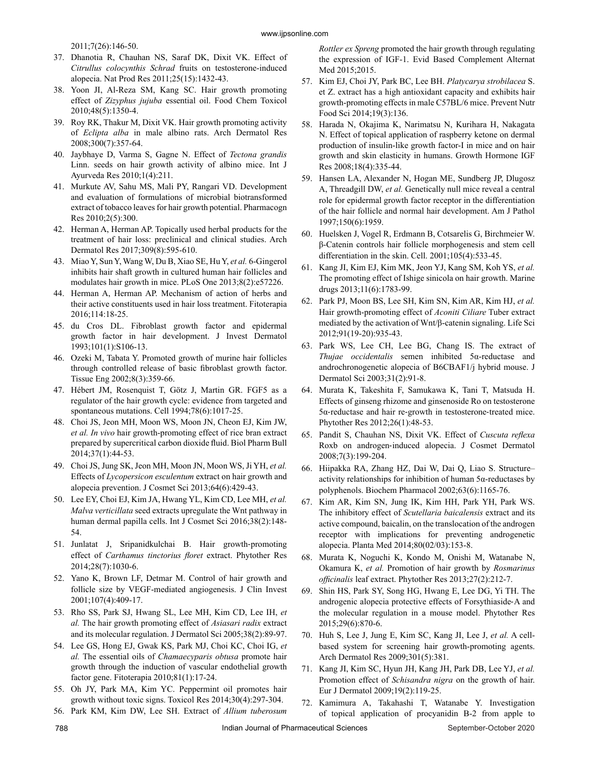2011;7(26):146-50.

37. Dhanotia R, Chauhan NS, Saraf DK, Dixit VK. Effect of *Citrullus colocynthis Schrad* fruits on testosterone-induced alopecia. Nat Prod Res 2011;25(15):1432-43.
38. Yoon JI, Al-Reza SM, Kang SC. Hair growth promoting effect of *Zizyphus jujuba* essential oil. Food Chem Toxicol 2010;48(5):1350-4.
39. Roy RK, Thakur M, Dixit VK. Hair growth promoting activity of *Eclipta alba* in male albino rats. Arch Dermatol Res 2008;300(7):357-64.
40. Jaybhaye D, Varma S, Gagne N. Effect of *Tectona grandis* Linn. seeds on hair growth activity of albino mice. Int J Ayurveda Res 2010;1(4):211.
41. Murkute AV, Sahu MS, Mali PY, Rangari VD. Development and evaluation of formulations of microbial biotransformed extract of tobacco leaves for hair growth potential. Pharmacogn Res 2010;2(5):300.
42. Herman A, Herman AP. Topically used herbal products for the treatment of hair loss: preclinical and clinical studies. Arch Dermatol Res 2017;309(8):595-610.
43. Miao Y, Sun Y, Wang W, Du B, Xiao SE, Hu Y, *et al.* 6-Gingerol inhibits hair shaft growth in cultured human hair follicles and modulates hair growth in mice. PLoS One 2013;8(2):e57226.
44. Herman A, Herman AP. Mechanism of action of herbs and their active constituents used in hair loss treatment. Fitoterapia 2016;114:18-25.
45. du Cros DL. Fibroblast growth factor and epidermal growth factor in hair development. J Invest Dermatol 1993;101(1):S106-13.
46. Ozeki M, Tabata Y. Promoted growth of murine hair follicles through controlled release of basic fibroblast growth factor. Tissue Eng 2002;8(3):359-66.
47. Hébert JM, Rosenquist T, Götz J, Martin GR. FGF5 as a regulator of the hair growth cycle: evidence from targeted and spontaneous mutations. Cell 1994;78(6):1017-25.
48. Choi JS, Jeon MH, Moon WS, Moon JN, Cheon EJ, Kim JW, *et al. In vivo* hair growth-promoting effect of rice bran extract prepared by supercritical carbon dioxide fluid. Biol Pharm Bull 2014;37(1):44-53.
49. Choi JS, Jung SK, Jeon MH, Moon JN, Moon WS, Ji YH, *et al.* Effects of *Lycopersicon esculentum* extract on hair growth and alopecia prevention. J Cosmet Sci 2013;64(6):429-43.
50. Lee EY, Choi EJ, Kim JA, Hwang YL, Kim CD, Lee MH, *et al. Malva verticillata* seed extracts upregulate the Wnt pathway in human dermal papilla cells. Int J Cosmet Sci 2016;38(2):148-54.
51. Junlatat J, Sripanidkulchai B. Hair growth-promoting effect of *Carthamus tinctorius floret* extract. Phytother Res 2014;28(7):1030-6.
52. Yano K, Brown LF, Detmar M. Control of hair growth and follicle size by VEGF-mediated angiogenesis. J Clin Invest 2001;107(4):409-17.
53. Rho SS, Park SJ, Hwang SL, Lee MH, Kim CD, Lee IH, *et al.* The hair growth promoting effect of *Asiasari radix* extract and its molecular regulation. J Dermatol Sci 2005;38(2):89-97.
54. Lee GS, Hong EJ, Gwak KS, Park MJ, Choi KC, Choi IG, *et al.* The essential oils of *Chamaecyparis obtusa* promote hair growth through the induction of vascular endothelial growth factor gene. Fitoterapia 2010;81(1):17-24.
55. Oh JY, Park MA, Kim YC. Peppermint oil promotes hair growth without toxic signs. Toxicol Res 2014;30(4):297-304.
56. Park KM, Kim DW, Lee SH. Extract of *Allium tuberosum Rottler ex Spreng* promoted the hair growth through regulating the expression of IGF-1. Evid Based Complement Alternat Med 2015;2015.
57. Kim EJ, Choi JY, Park BC, Lee BH. *Platycarya strobilacea* S. et Z. extract has a high antioxidant capacity and exhibits hair growth-promoting effects in male C57BL/6 mice. Prevent Nutr Food Sci 2014;19(3):136.
58. Harada N, Okajima K, Narimatsu N, Kurihara H, Nakagata N. Effect of topical application of raspberry ketone on dermal production of insulin-like growth factor-I in mice and on hair growth and skin elasticity in humans. Growth Hormone IGF Res 2008;18(4):335-44.
59. Hansen LA, Alexander N, Hogan ME, Sundberg JP, Dlugosz A, Threadgill DW, *et al.* Genetically null mice reveal a central role for epidermal growth factor receptor in the differentiation of the hair follicle and normal hair development. Am J Pathol 1997;150(6):1959.
60. Huelsken J, Vogel R, Erdmann B, Cotsarelis G, Birchmeier W. β-Catenin controls hair follicle morphogenesis and stem cell differentiation in the skin. Cell. 2001;105(4):533-45.
61. Kang JI, Kim EJ, Kim MK, Jeon YJ, Kang SM, Koh YS, *et al.* The promoting effect of Ishige sinicola on hair growth. Marine drugs 2013;11(6):1783-99.
62. Park PJ, Moon BS, Lee SH, Kim SN, Kim AR, Kim HJ, *et al.* Hair growth-promoting effect of *Aconiti Ciliare* Tuber extract mediated by the activation of Wnt/β-catenin signaling. Life Sci 2012;91(19-20):935-43.
63. Park WS, Lee CH, Lee BG, Chang IS. The extract of *Thujae occidentalis* semen inhibited 5α-reductase and androchronogenetic alopecia of B6CBAF1/j hybrid mouse. J Dermatol Sci 2003;31(2):91-8.
64. Murata K, Takeshita F, Samukawa K, Tani T, Matsuda H. Effects of ginseng rhizome and ginsenoside Ro on testosterone 5α-reductase and hair re-growth in testosterone-treated mice. Phytother Res 2012;26(1):48-53.
65. Pandit S, Chauhan NS, Dixit VK. Effect of *Cuscuta reflexa* Roxb on androgen-induced alopecia. J Cosmet Dermatol 2008;7(3):199-204.
66. Hiipakka RA, Zhang HZ, Dai W, Dai Q, Liao S. Structure–activity relationships for inhibition of human 5α-reductases by polyphenols. Biochem Pharmacol 2002;63(6):1165-76.
67. Kim AR, Kim SN, Jung IK, Kim HH, Park YH, Park WS. The inhibitory effect of *Scutellaria baicalensis* extract and its active compound, baicalin, on the translocation of the androgen receptor with implications for preventing androgenetic alopecia. Planta Med 2014;80(02/03):153-8.
68. Murata K, Noguchi K, Kondo M, Onishi M, Watanabe N, Okamura K, *et al.* Promotion of hair growth by *Rosmarinus officinalis* leaf extract. Phytother Res 2013;27(2):212-7.
69. Shin HS, Park SY, Song HG, Hwang E, Lee DG, Yi TH. The androgenic alopecia protective effects of Forsythiaside-A and the molecular regulation in a mouse model. Phytother Res 2015;29(6):870-6.
70. Huh S, Lee J, Jung E, Kim SC, Kang JI, Lee J, *et al.* A cell-based system for screening hair growth-promoting agents. Arch Dermatol Res 2009;301(5):381.
71. Kang JI, Kim SC, Hyun JH, Kang JH, Park DB, Lee YJ, *et al.* Promotion effect of *Schisandra nigra* on the growth of hair. Eur J Dermatol 2009;19(2):119-25.
72. Kamimura A, Takahashi T, Watanabe Y. Investigation of topical application of procyanidin B-2 from apple to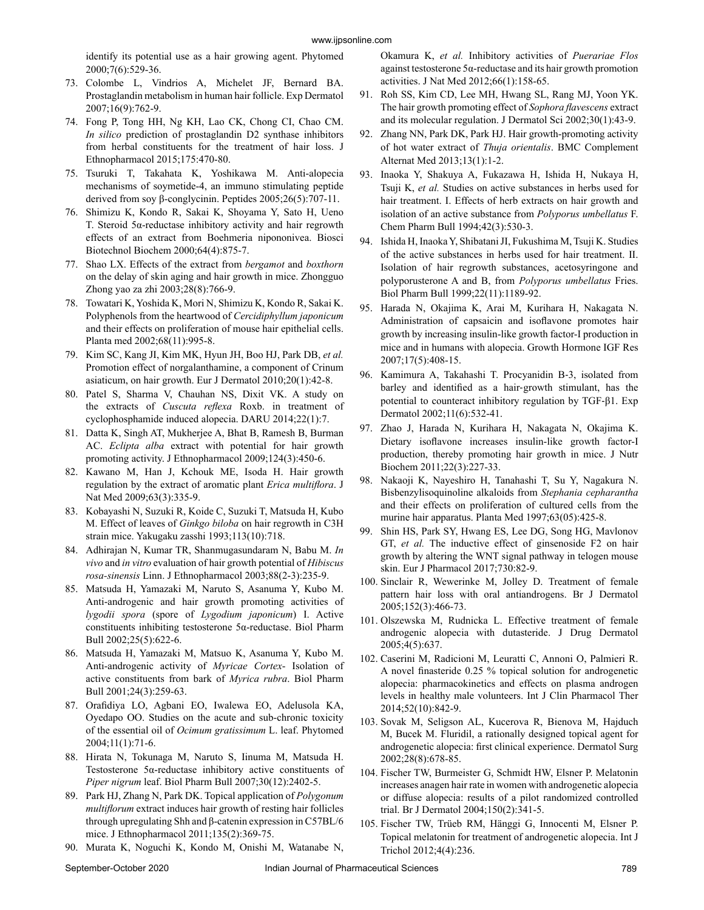identify its potential use as a hair growing agent. Phytomed 2000;7(6):529-36.

73. Colombe L, Vindrios A, Michelet JF, Bernard BA. Prostaglandin metabolism in human hair follicle. Exp Dermatol 2007;16(9):762-9.
74. Fong P, Tong HH, Ng KH, Lao CK, Chong CI, Chao CM. *In silico* prediction of prostaglandin D2 synthase inhibitors from herbal constituents for the treatment of hair loss. J Ethnopharmacol 2015;175:470-80.
75. Tsuruki T, Takahata K, Yoshikawa M. Anti-alopecia mechanisms of soymetide-4, an immuno stimulating peptide derived from soy β-conglycinin. Peptides 2005;26(5):707-11.
76. Shimizu K, Kondo R, Sakai K, Shoyama Y, Sato H, Ueno T. Steroid 5α-reductase inhibitory activity and hair regrowth effects of an extract from Boehmeria nipononivea. Biosci Biotechnol Biochem 2000;64(4):875-7.
77. Shao LX. Effects of the extract from *bergamot* and *boxthorn* on the delay of skin aging and hair growth in mice. Zhongguo Zhong yao za zhi 2003;28(8):766-9.
78. Towatari K, Yoshida K, Mori N, Shimizu K, Kondo R, Sakai K. Polyphenols from the heartwood of *Cercidiphyllum japonicum* and their effects on proliferation of mouse hair epithelial cells. Planta med 2002;68(11):995-8.
79. Kim SC, Kang JI, Kim MK, Hyun JH, Boo HJ, Park DB, *et al.* Promotion effect of norgalanthamine, a component of Crinum asiaticum, on hair growth. Eur J Dermatol 2010;20(1):42-8.
80. Patel S, Sharma V, Chauhan NS, Dixit VK. A study on the extracts of *Cuscuta reflexa* Roxb. in treatment of cyclophosphamide induced alopecia. DARU 2014;22(1):7.
81. Datta K, Singh AT, Mukherjee A, Bhat B, Ramesh B, Burman AC. *Eclipta alba* extract with potential for hair growth promoting activity. J Ethnopharmacol 2009;124(3):450-6.
82. Kawano M, Han J, Kchouk ME, Isoda H. Hair growth regulation by the extract of aromatic plant *Erica multiflora*. J Nat Med 2009;63(3):335-9.
83. Kobayashi N, Suzuki R, Koide C, Suzuki T, Matsuda H, Kubo M. Effect of leaves of *Ginkgo biloba* on hair regrowth in C3H strain mice. Yakugaku zasshi 1993;113(10):718.
84. Adhirajan N, Kumar TR, Shanmugasundaram N, Babu M. *In vivo* and *in vitro* evaluation of hair growth potential of *Hibiscus rosa-sinensis* Linn. J Ethnopharmacol 2003;88(2-3):235-9.
85. Matsuda H, Yamazaki M, Naruto S, Asanuma Y, Kubo M. Anti-androgenic and hair growth promoting activities of *lygodii spora* (spore of *Lygodium japonicum*) I. Active constituents inhibiting testosterone 5α-reductase. Biol Pharm Bull 2002;25(5):622-6.
86. Matsuda H, Yamazaki M, Matsuo K, Asanuma Y, Kubo M. Anti-androgenic activity of *Myricae Cortex*- Isolation of active constituents from bark of *Myrica rubra*. Biol Pharm Bull 2001;24(3):259-63.
87. Orafidiya LO, Agbani EO, Iwalewa EO, Adelusola KA, Oyedapo OO. Studies on the acute and sub-chronic toxicity of the essential oil of *Ocimum gratissimum* L. leaf. Phytomed 2004;11(1):71-6.
88. Hirata N, Tokunaga M, Naruto S, Iinuma M, Matsuda H. Testosterone 5α-reductase inhibitory active constituents of *Piper nigrum* leaf. Biol Pharm Bull 2007;30(12):2402-5.
89. Park HJ, Zhang N, Park DK. Topical application of *Polygonum multiflorum* extract induces hair growth of resting hair follicles through upregulating Shh and β-catenin expression in C57BL/6 mice. J Ethnopharmacol 2011;135(2):369-75.
90. Murata K, Noguchi K, Kondo M, Onishi M, Watanabe N, Okamura K, *et al.* Inhibitory activities of *Puerariae Flos* against testosterone 5α-reductase and its hair growth promotion activities. J Nat Med 2012;66(1):158-65.
91. Roh SS, Kim CD, Lee MH, Hwang SL, Rang MJ, Yoon YK. The hair growth promoting effect of *Sophora flavescens* extract and its molecular regulation. J Dermatol Sci 2002;30(1):43-9.
92. Zhang NN, Park DK, Park HJ. Hair growth-promoting activity of hot water extract of *Thuja orientalis*. BMC Complement Alternat Med 2013;13(1):1-2.
93. Inaoka Y, Shakuya A, Fukazawa H, Ishida H, Nukaya H, Tsuji K, *et al.* Studies on active substances in herbs used for hair treatment. I. Effects of herb extracts on hair growth and isolation of an active substance from *Polyporus umbellatus* F. Chem Pharm Bull 1994;42(3):530-3.
94. Ishida H, Inaoka Y, Shibatani JI, Fukushima M, Tsuji K. Studies of the active substances in herbs used for hair treatment. II. Isolation of hair regrowth substances, acetosyringone and polyporusterone A and B, from *Polyporus umbellatus* Fries. Biol Pharm Bull 1999;22(11):1189-92.
95. Harada N, Okajima K, Arai M, Kurihara H, Nakagata N. Administration of capsaicin and isoflavone promotes hair growth by increasing insulin-like growth factor-I production in mice and in humans with alopecia. Growth Hormone IGF Res 2007;17(5):408-15.
96. Kamimura A, Takahashi T. Procyanidin B-3, isolated from barley and identified as a hair-growth stimulant, has the potential to counteract inhibitory regulation by TGF-β1. Exp Dermatol 2002;11(6):532-41.
97. Zhao J, Harada N, Kurihara H, Nakagata N, Okajima K. Dietary isoflavone increases insulin-like growth factor-I production, thereby promoting hair growth in mice. J Nutr Biochem 2011;22(3):227-33.
98. Nakaoji K, Nayeshiro H, Tanahashi T, Su Y, Nagakura N. Bisbenzylisoquinoline alkaloids from *Stephania cepharantha* and their effects on proliferation of cultured cells from the murine hair apparatus. Planta Med 1997;63(05):425-8.
99. Shin HS, Park SY, Hwang ES, Lee DG, Song HG, Mavlonov GT, *et al.* The inductive effect of ginsenoside F2 on hair growth by altering the WNT signal pathway in telogen mouse skin. Eur J Pharmacol 2017;730:82-9.
100. Sinclair R, Wewerinke M, Jolley D. Treatment of female pattern hair loss with oral antiandrogens. Br J Dermatol 2005;152(3):466-73.
101. Olszewska M, Rudnicka L. Effective treatment of female androgenic alopecia with dutasteride. J Drug Dermatol 2005;4(5):637.
102. Caserini M, Radicioni M, Leuratti C, Annoni O, Palmieri R. A novel finasteride 0.25 % topical solution for androgenetic alopecia: pharmacokinetics and effects on plasma androgen levels in healthy male volunteers. Int J Clin Pharmacol Ther 2014;52(10):842-9.
103. Sovak M, Seligson AL, Kucerova R, Bienova M, Hajduch M, Bucek M. Fluridil, a rationally designed topical agent for androgenetic alopecia: first clinical experience. Dermatol Surg 2002;28(8):678-85.
104. Fischer TW, Burmeister G, Schmidt HW, Elsner P. Melatonin increases anagen hair rate in women with androgenetic alopecia or diffuse alopecia: results of a pilot randomized controlled trial. Br J Dermatol 2004;150(2):341-5.
105. Fischer TW, Trüeb RM, Hänggi G, Innocenti M, Elsner P. Topical melatonin for treatment of androgenetic alopecia. Int J Trichol 2012;4(4):236.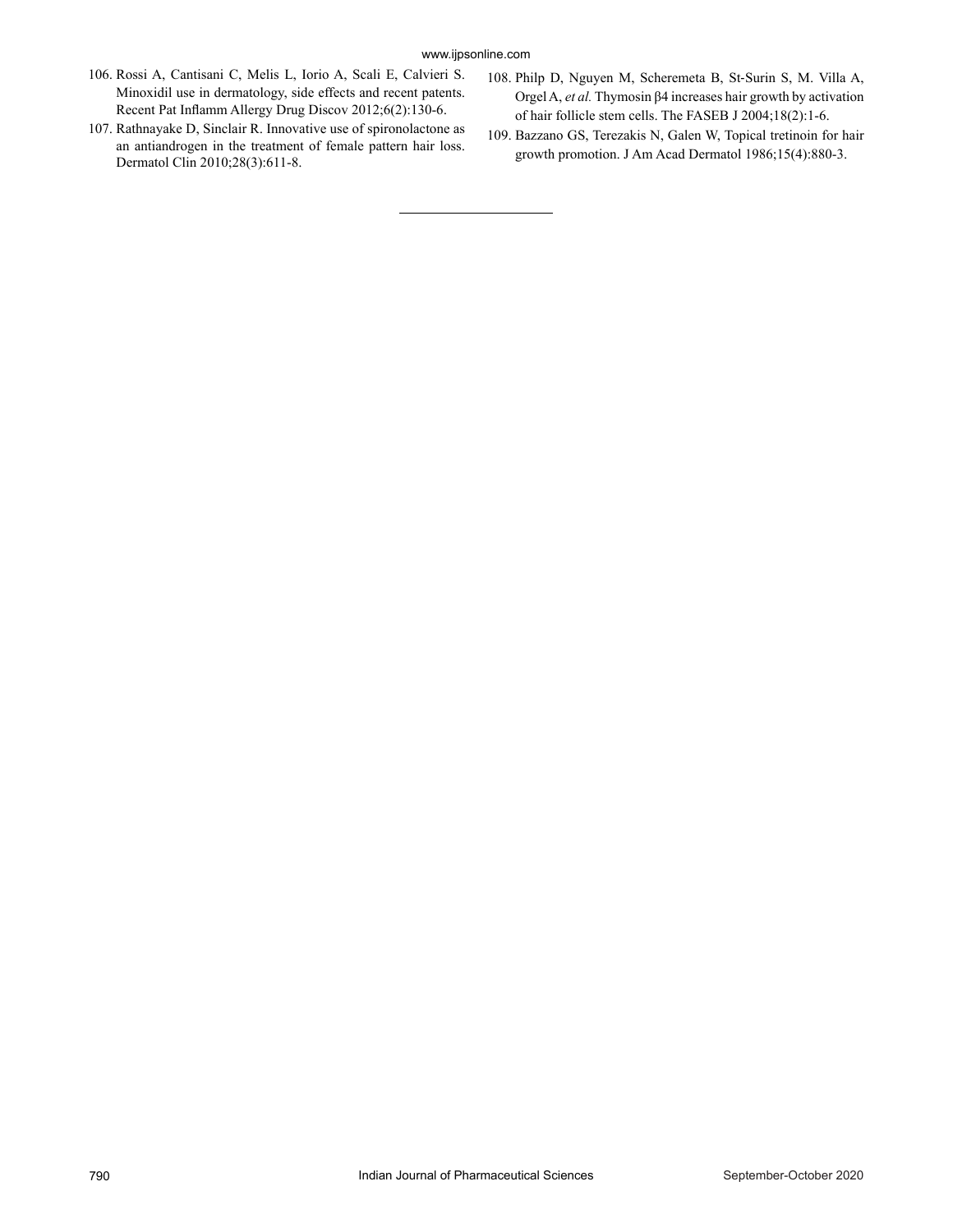106. Rossi A, Cantisani C, Melis L, Iorio A, Scali E, Calvieri S. Minoxidil use in dermatology, side effects and recent patents. Recent Pat Inflamm Allergy Drug Discov 2012;6(2):130-6.
107. Rathnayake D, Sinclair R. Innovative use of spironolactone as an antiandrogen in the treatment of female pattern hair loss. Dermatol Clin 2010;28(3):611-8.
108. Philp D, Nguyen M, Scheremeta B, St-Surin S, M. Villa A, Orgel A, *et al.* Thymosin β4 increases hair growth by activation of hair follicle stem cells. The FASEB J 2004;18(2):1-6.
109. Bazzano GS, Terezakis N, Galen W, Topical tretinoin for hair growth promotion. J Am Acad Dermatol 1986;15(4):880-3.